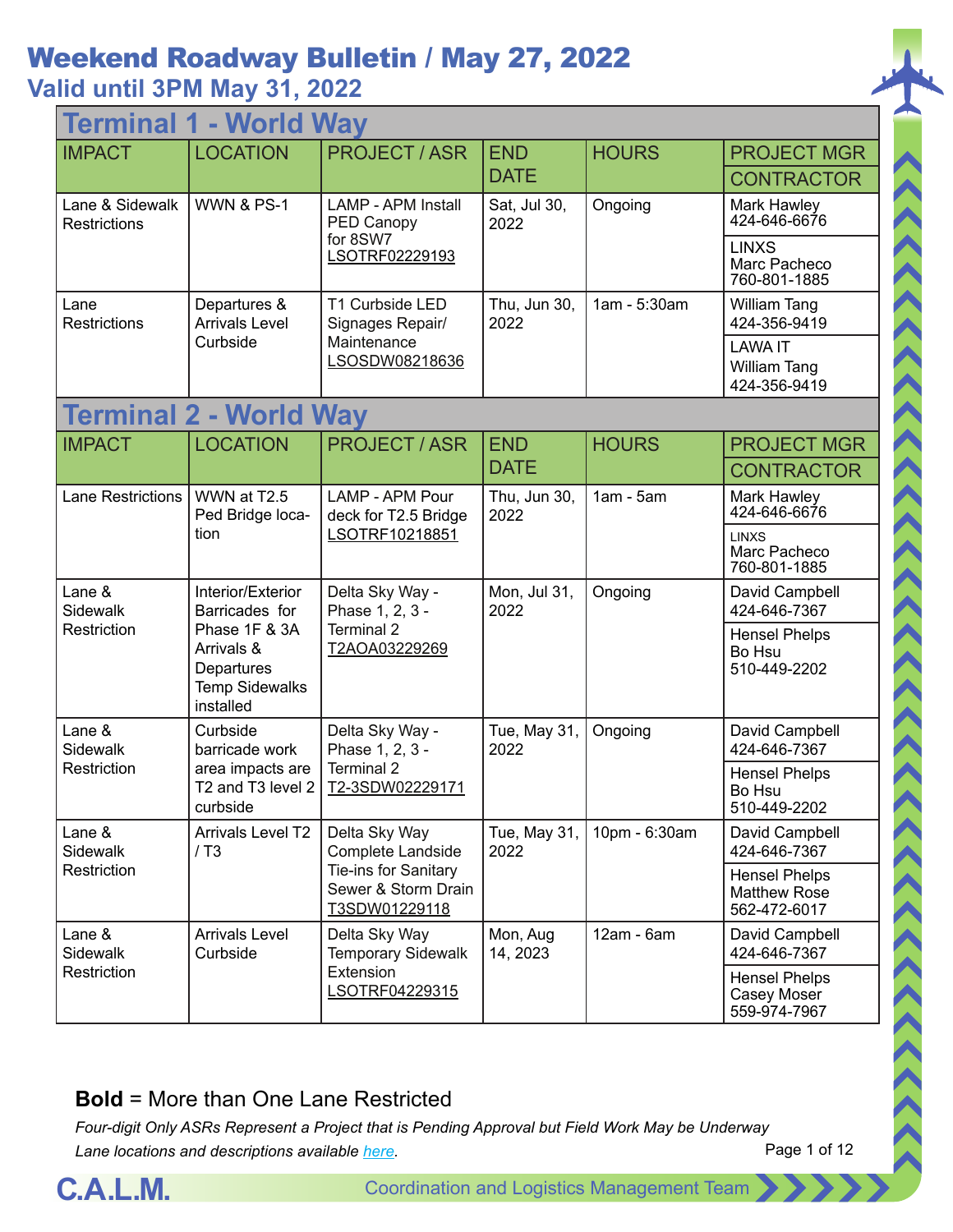# Weekend Roadway Bulletin / May 27, 2022

## Valid until 3PM May 31, 2022

## Terminal 1 - World Way

| IMPACT | LOCATION | PROJECT / ASR | END DATE | HOURS | PROJECT MGR / CONTRACTOR |
|---|---|---|---|---|---|
| Lane & Sidewalk Restrictions | WWN & PS-1 | LAMP - APM Install PED Canopy for 8SW7 LSOTRF02229193 | Sat, Jul 30, 2022 | Ongoing | Mark Hawley 424-646-6676 / LINXS Marc Pacheco 760-801-1885 |
| Lane Restrictions | Departures & Arrivals Level Curbside | T1 Curbside LED Signages Repair/ Maintenance LSOSDW08218636 | Thu, Jun 30, 2022 | 1am - 5:30am | William Tang 424-356-9419 / LAWA IT William Tang 424-356-9419 |

## Terminal 2 - World Way

| IMPACT | LOCATION | PROJECT / ASR | END DATE | HOURS | PROJECT MGR / CONTRACTOR |
|---|---|---|---|---|---|
| Lane Restrictions | WWN at T2.5 Ped Bridge location | LAMP - APM Pour deck for T2.5 Bridge LSOTRF10218851 | Thu, Jun 30, 2022 | 1am - 5am | Mark Hawley 424-646-6676 / LINXS Marc Pacheco 760-801-1885 |
| Lane & Sidewalk Restriction | Interior/Exterior Barricades for Phase 1F & 3A Arrivals & Departures Temp Sidewalks installed | Delta Sky Way - Phase 1, 2, 3 - Terminal 2 T2AOA03229269 | Mon, Jul 31, 2022 | Ongoing | David Campbell 424-646-7367 / Hensel Phelps Bo Hsu 510-449-2202 |
| Lane & Sidewalk Restriction | Curbside barricade work area impacts are T2 and T3 level 2 curbside | Delta Sky Way - Phase 1, 2, 3 - Terminal 2 T2-3SDW02229171 | Tue, May 31, 2022 | Ongoing | David Campbell 424-646-7367 / Hensel Phelps Bo Hsu 510-449-2202 |
| Lane & Sidewalk Restriction | Arrivals Level T2 / T3 | Delta Sky Way Complete Landside Tie-ins for Sanitary Sewer & Storm Drain T3SDW01229118 | Tue, May 31, 2022 | 10pm - 6:30am | David Campbell 424-646-7367 / Hensel Phelps Matthew Rose 562-472-6017 |
| Lane & Sidewalk Restriction | Arrivals Level Curbside | Delta Sky Way Temporary Sidewalk Extension LSOTRF04229315 | Mon, Aug 14, 2023 | 12am - 6am | David Campbell 424-646-7367 / Hensel Phelps Casey Moser 559-974-7967 |

**Bold** = More than One Lane Restricted

*Four-digit Only ASRs Represent a Project that is Pending Approval but Field Work May be Underway*

*Lane locations and descriptions available here.*

C.A.L.M. Coordination and Logistics Management Team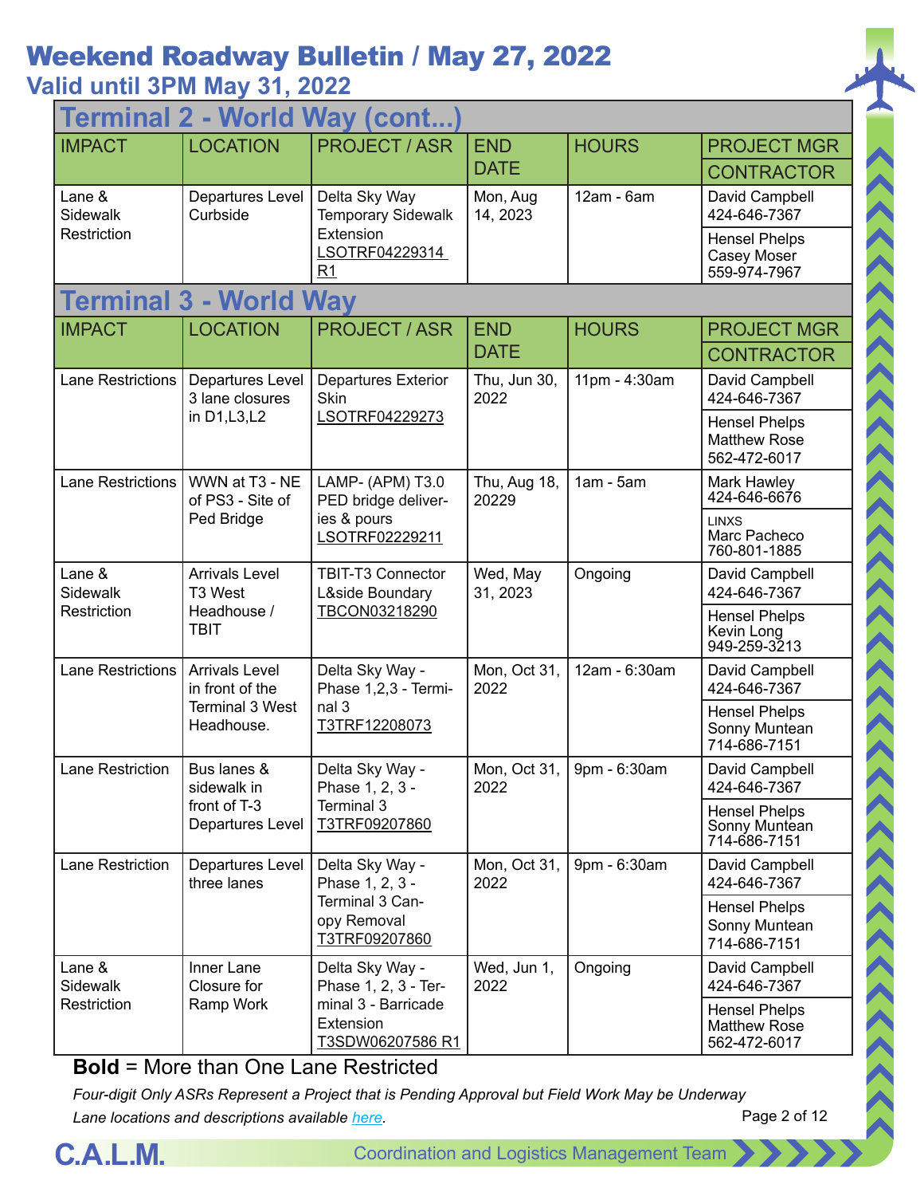# Weekend Roadway Bulletin / May 27, 2022

## Valid until 3PM May 31, 2022

## Terminal 2 - World Way (cont...)

| IMPACT | LOCATION | PROJECT / ASR | END DATE | HOURS | PROJECT MGR / CONTRACTOR |
|---|---|---|---|---|---|
| Lane & Sidewalk Restriction | Departures Level Curbside | Delta Sky Way Temporary Sidewalk Extension LSOTRF04229314 R1 | Mon, Aug 14, 2023 | 12am - 6am | David Campbell 424-646-7367 / Hensel Phelps Casey Moser 559-974-7967 |

## Terminal 3 - World Way

| IMPACT | LOCATION | PROJECT / ASR | END DATE | HOURS | PROJECT MGR / CONTRACTOR |
|---|---|---|---|---|---|
| Lane Restrictions | Departures Level 3 lane closures in D1,L3,L2 | Departures Exterior Skin LSOTRF04229273 | Thu, Jun 30, 2022 | 11pm - 4:30am | David Campbell 424-646-7367 / Hensel Phelps Matthew Rose 562-472-6017 |
| Lane Restrictions | WWN at T3 - NE of PS3 - Site of Ped Bridge | LAMP- (APM) T3.0 PED bridge deliveries & pours LSOTRF02229211 | Thu, Aug 18, 20229 | 1am - 5am | Mark Hawley 424-646-6676 / LINXS Marc Pacheco 760-801-1885 |
| Lane & Sidewalk Restriction | Arrivals Level T3 West Headhouse / TBIT | TBIT-T3 Connector L&side Boundary TBCON03218290 | Wed, May 31, 2023 | Ongoing | David Campbell 424-646-7367 / Hensel Phelps Kevin Long 949-259-3213 |
| Lane Restrictions | Arrivals Level in front of the Terminal 3 West Headhouse. | Delta Sky Way - Phase 1,2,3 - Terminal 3 T3TRF12208073 | Mon, Oct 31, 2022 | 12am - 6:30am | David Campbell 424-646-7367 / Hensel Phelps Sonny Muntean 714-686-7151 |
| Lane Restriction | Bus lanes & sidewalk in front of T-3 Departures Level | Delta Sky Way - Phase 1, 2, 3 - Terminal 3 T3TRF09207860 | Mon, Oct 31, 2022 | 9pm - 6:30am | David Campbell 424-646-7367 / Hensel Phelps Sonny Muntean 714-686-7151 |
| Lane Restriction | Departures Level three lanes | Delta Sky Way - Phase 1, 2, 3 - Terminal 3 Canopy Removal T3TRF09207860 | Mon, Oct 31, 2022 | 9pm - 6:30am | David Campbell 424-646-7367 / Hensel Phelps Sonny Muntean 714-686-7151 |
| Lane & Sidewalk Restriction | Inner Lane Closure for Ramp Work | Delta Sky Way - Phase 1, 2, 3 - Terminal 3 - Barricade Extension T3SDW06207586 R1 | Wed, Jun 1, 2022 | Ongoing | David Campbell 424-646-7367 / Hensel Phelps Matthew Rose 562-472-6017 |

**Bold** = More than One Lane Restricted

*Four-digit Only ASRs Represent a Project that is Pending Approval but Field Work May be Underway*

*Lane locations and descriptions available here.*

C.A.L.M. Coordination and Logistics Management Team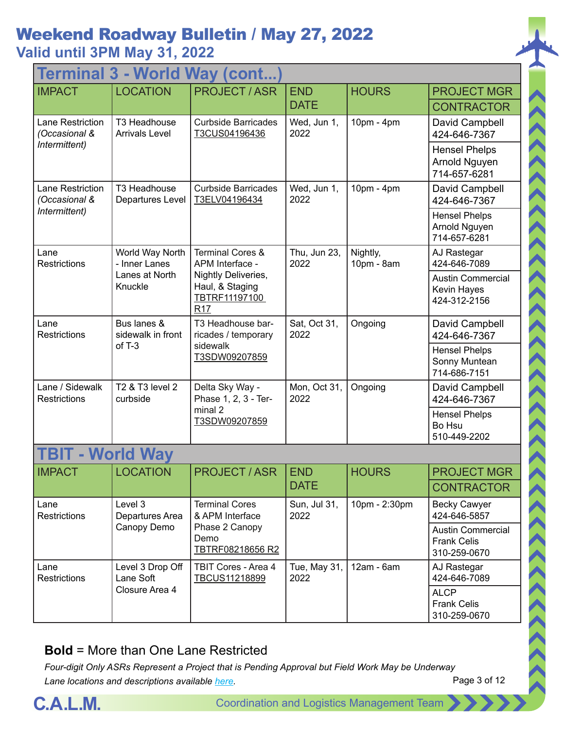# Weekend Roadway Bulletin / May 27, 2022

## Valid until 3PM May 31, 2022

### Terminal 3 - World Way (cont...)

| IMPACT | LOCATION | PROJECT / ASR | END DATE | HOURS | PROJECT MGR / CONTRACTOR |
|---|---|---|---|---|---|
| Lane Restriction *(Occasional & Intermittent)* | T3 Headhouse Arrivals Level | Curbside Barricades T3CUS04196436 | Wed, Jun 1, 2022 | 10pm - 4pm | David Campbell 424-646-7367 / Hensel Phelps Arnold Nguyen 714-657-6281 |
| Lane Restriction *(Occasional & Intermittent)* | T3 Headhouse Departures Level | Curbside Barricades T3ELV04196434 | Wed, Jun 1, 2022 | 10pm - 4pm | David Campbell 424-646-7367 / Hensel Phelps Arnold Nguyen 714-657-6281 |
| Lane Restrictions | World Way North - Inner Lanes Lanes at North Knuckle | Terminal Cores & APM Interface - Nightly Deliveries, Haul, & Staging TBTRF11197100 R17 | Thu, Jun 23, 2022 | Nightly, 10pm - 8am | AJ Rastegar 424-646-7089 / Austin Commercial Kevin Hayes 424-312-2156 |
| Lane Restrictions | Bus lanes & sidewalk in front of T-3 | T3 Headhouse barricades / temporary sidewalk T3SDW09207859 | Sat, Oct 31, 2022 | Ongoing | David Campbell 424-646-7367 / Hensel Phelps Sonny Muntean 714-686-7151 |
| Lane / Sidewalk Restrictions | T2 & T3 level 2 curbside | Delta Sky Way - Phase 1, 2, 3 - Terminal 2 T3SDW09207859 | Mon, Oct 31, 2022 | Ongoing | David Campbell 424-646-7367 / Hensel Phelps Bo Hsu 510-449-2202 |

### TBIT - World Way

| IMPACT | LOCATION | PROJECT / ASR | END DATE | HOURS | PROJECT MGR / CONTRACTOR |
|---|---|---|---|---|---|
| Lane Restrictions | Level 3 Departures Area Canopy Demo | Terminal Cores & APM Interface Phase 2 Canopy Demo TBTRF08218656 R2 | Sun, Jul 31, 2022 | 10pm - 2:30pm | Becky Cawyer 424-646-5857 / Austin Commercial Frank Celis 310-259-0670 |
| Lane Restrictions | Level 3 Drop Off Lane Soft Closure Area 4 | TBIT Cores - Area 4 TBCUS11218899 | Tue, May 31, 2022 | 12am - 6am | AJ Rastegar 424-646-7089 / ALCP Frank Celis 310-259-0670 |

**Bold** = More than One Lane Restricted

*Four-digit Only ASRs Represent a Project that is Pending Approval but Field Work May be Underway*

*Lane locations and descriptions available here.*

C.A.L.M. Coordination and Logistics Management Team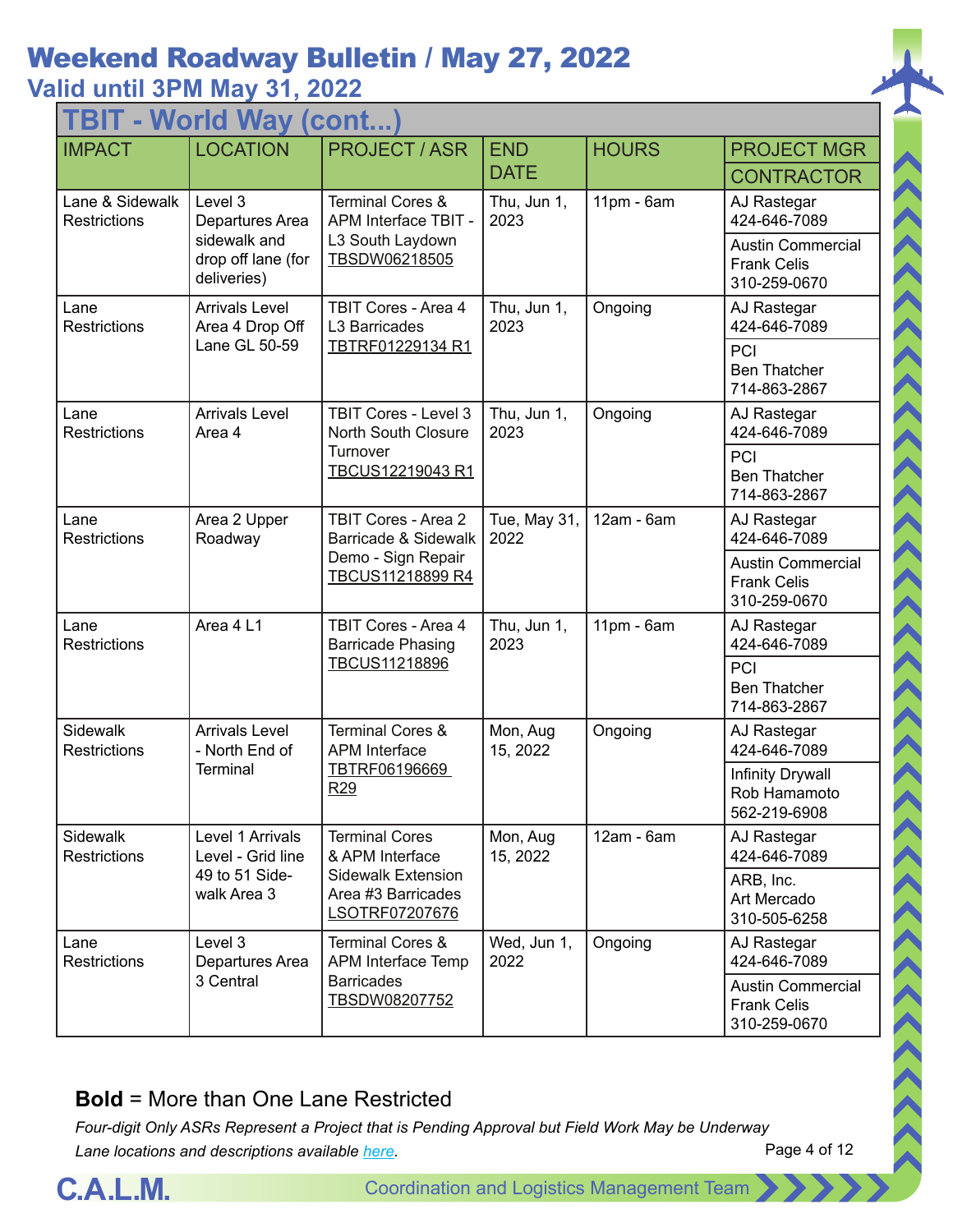# Weekend Roadway Bulletin / May 27, 2022

## Valid until 3PM May 31, 2022

## TBIT - World Way (cont...)

| IMPACT | LOCATION | PROJECT / ASR | END DATE | HOURS | PROJECT MGR / CONTRACTOR |
|---|---|---|---|---|---|
| Lane & Sidewalk Restrictions | Level 3 Departures Area sidewalk and drop off lane (for deliveries) | Terminal Cores & APM Interface TBIT - L3 South Laydown TBSDW06218505 | Thu, Jun 1, 2023 | 11pm - 6am | AJ Rastegar 424-646-7089 / Austin Commercial Frank Celis 310-259-0670 |
| Lane Restrictions | Arrivals Level Area 4 Drop Off Lane GL 50-59 | TBIT Cores - Area 4 L3 Barricades TBTRF01229134 R1 | Thu, Jun 1, 2023 | Ongoing | AJ Rastegar 424-646-7089 / PCI Ben Thatcher 714-863-2867 |
| Lane Restrictions | Arrivals Level Area 4 | TBIT Cores - Level 3 North South Closure Turnover TBCUS12219043 R1 | Thu, Jun 1, 2023 | Ongoing | AJ Rastegar 424-646-7089 / PCI Ben Thatcher 714-863-2867 |
| Lane Restrictions | Area 2 Upper Roadway | TBIT Cores - Area 2 Barricade & Sidewalk Demo - Sign Repair TBCUS11218899 R4 | Tue, May 31, 2022 | 12am - 6am | AJ Rastegar 424-646-7089 / Austin Commercial Frank Celis 310-259-0670 |
| Lane Restrictions | Area 4 L1 | TBIT Cores - Area 4 Barricade Phasing TBCUS11218896 | Thu, Jun 1, 2023 | 11pm - 6am | AJ Rastegar 424-646-7089 / PCI Ben Thatcher 714-863-2867 |
| Sidewalk Restrictions | Arrivals Level - North End of Terminal | Terminal Cores & APM Interface TBTRF06196669 R29 | Mon, Aug 15, 2022 | Ongoing | AJ Rastegar 424-646-7089 / Infinity Drywall Rob Hamamoto 562-219-6908 |
| Sidewalk Restrictions | Level 1 Arrivals Level - Grid line 49 to 51 Side-walk Area 3 | Terminal Cores & APM Interface Sidewalk Extension Area #3 Barricades LSOTRF07207676 | Mon, Aug 15, 2022 | 12am - 6am | AJ Rastegar 424-646-7089 / ARB, Inc. Art Mercado 310-505-6258 |
| Lane Restrictions | Level 3 Departures Area 3 Central | Terminal Cores & APM Interface Temp Barricades TBSDW08207752 | Wed, Jun 1, 2022 | Ongoing | AJ Rastegar 424-646-7089 / Austin Commercial Frank Celis 310-259-0670 |

**Bold** = More than One Lane Restricted

*Four-digit Only ASRs Represent a Project that is Pending Approval but Field Work May be Underway*

*Lane locations and descriptions available here.*

C.A.L.M. Coordination and Logistics Management Team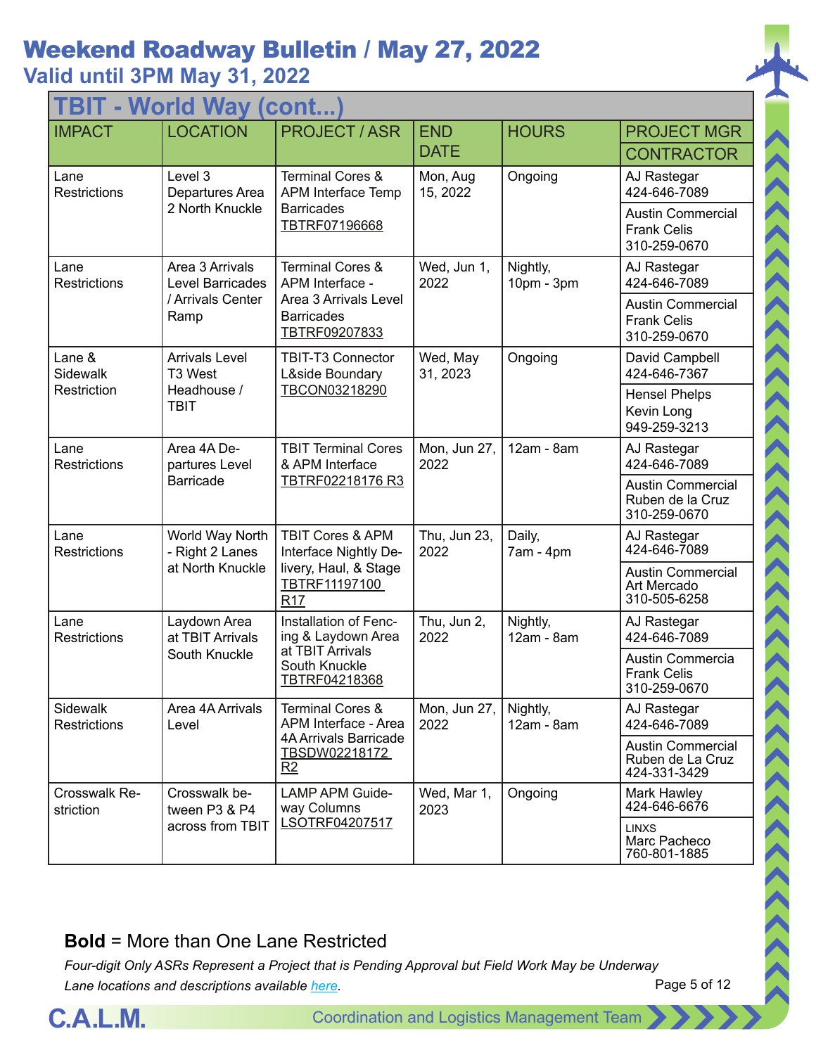# Weekend Roadway Bulletin / May 27, 2022

## Valid until 3PM May 31, 2022

| TBIT - World Way (cont...) | | | | | |
|---|---|---|---|---|---|
| IMPACT | LOCATION | PROJECT / ASR | END DATE | HOURS | PROJECT MGR / CONTRACTOR |
| Lane Restrictions | Level 3 Departures Area 2 North Knuckle | Terminal Cores & APM Interface Temp Barricades TBTRF07196668 | Mon, Aug 15, 2022 | Ongoing | AJ Rastegar 424-646-7089 / Austin Commercial Frank Celis 310-259-0670 |
| Lane Restrictions | Area 3 Arrivals Level Barricades / Arrivals Center Ramp | Terminal Cores & APM Interface - Area 3 Arrivals Level Barricades TBTRF09207833 | Wed, Jun 1, 2022 | Nightly, 10pm - 3pm | AJ Rastegar 424-646-7089 / Austin Commercial Frank Celis 310-259-0670 |
| Lane & Sidewalk Restriction | Arrivals Level T3 West Headhouse / TBIT | TBIT-T3 Connector L&side Boundary TBCON03218290 | Wed, May 31, 2023 | Ongoing | David Campbell 424-646-7367 / Hensel Phelps Kevin Long 949-259-3213 |
| Lane Restrictions | Area 4A Departures Level Barricade | TBIT Terminal Cores & APM Interface TBTRF02218176 R3 | Mon, Jun 27, 2022 | 12am - 8am | AJ Rastegar 424-646-7089 / Austin Commercial Ruben de la Cruz 310-259-0670 |
| Lane Restrictions | World Way North - Right 2 Lanes at North Knuckle | TBIT Cores & APM Interface Nightly Delivery, Haul, & Stage TBTRF11197100 R17 | Thu, Jun 23, 2022 | Daily, 7am - 4pm | AJ Rastegar 424-646-7089 / Austin Commercial Art Mercado 310-505-6258 |
| Lane Restrictions | Laydown Area at TBIT Arrivals South Knuckle | Installation of Fencing & Laydown Area at TBIT Arrivals South Knuckle TBTRF04218368 | Thu, Jun 2, 2022 | Nightly, 12am - 8am | AJ Rastegar 424-646-7089 / Austin Commercia Frank Celis 310-259-0670 |
| Sidewalk Restrictions | Area 4A Arrivals Level | Terminal Cores & APM Interface - Area 4A Arrivals Barricade TBSDW02218172 R2 | Mon, Jun 27, 2022 | Nightly, 12am - 8am | AJ Rastegar 424-646-7089 / Austin Commercial Ruben de La Cruz 424-331-3429 |
| Crosswalk Restriction | Crosswalk between P3 & P4 across from TBIT | LAMP APM Guideway Columns LSOTRF04207517 | Wed, Mar 1, 2023 | Ongoing | Mark Hawley 424-646-6676 / LINXS Marc Pacheco 760-801-1885 |

**Bold** = More than One Lane Restricted

*Four-digit Only ASRs Represent a Project that is Pending Approval but Field Work May be Underway*

*Lane locations and descriptions available here.*

C.A.L.M. Coordination and Logistics Management Team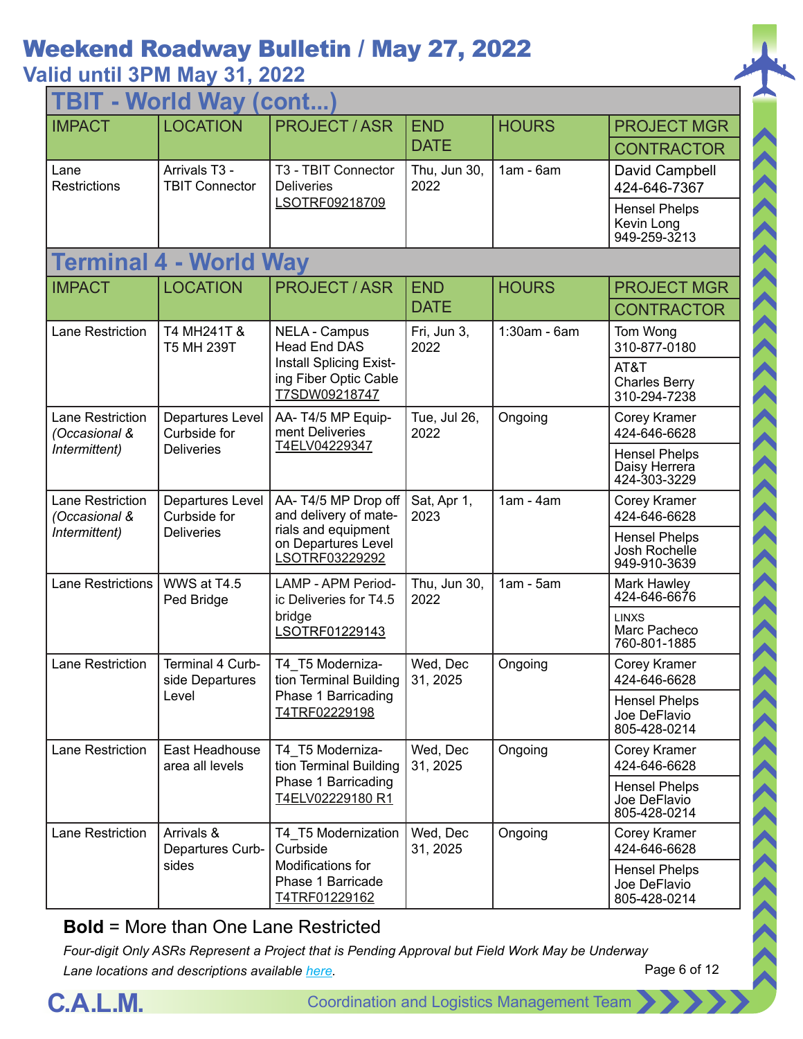# Weekend Roadway Bulletin / May 27, 2022

## Valid until 3PM May 31, 2022

## TBIT - World Way (cont...)

| IMPACT | LOCATION | PROJECT / ASR | END DATE | HOURS | PROJECT MGR / CONTRACTOR |
|---|---|---|---|---|---|
| Lane Restrictions | Arrivals T3 - TBIT Connector | T3 - TBIT Connector Deliveries LSOTRF09218709 | Thu, Jun 30, 2022 | 1am - 6am | David Campbell 424-646-7367 / Hensel Phelps Kevin Long 949-259-3213 |

## Terminal 4 - World Way

| IMPACT | LOCATION | PROJECT / ASR | END DATE | HOURS | PROJECT MGR / CONTRACTOR |
|---|---|---|---|---|---|
| Lane Restriction | T4 MH241T & T5 MH 239T | NELA - Campus Head End DAS Install Splicing Existing Fiber Optic Cable T7SDW09218747 | Fri, Jun 3, 2022 | 1:30am - 6am | Tom Wong 310-877-0180 / AT&T Charles Berry 310-294-7238 |
| Lane Restriction *(Occasional & Intermittent)* | Departures Level Curbside for Deliveries | AA- T4/5 MP Equipment Deliveries T4ELV04229347 | Tue, Jul 26, 2022 | Ongoing | Corey Kramer 424-646-6628 / Hensel Phelps Daisy Herrera 424-303-3229 |
| Lane Restriction *(Occasional & Intermittent)* | Departures Level Curbside for Deliveries | AA- T4/5 MP Drop off and delivery of materials and equipment on Departures Level LSOTRF03229292 | Sat, Apr 1, 2023 | 1am - 4am | Corey Kramer 424-646-6628 / Hensel Phelps Josh Rochelle 949-910-3639 |
| Lane Restrictions | WWS at T4.5 Ped Bridge | LAMP - APM Periodic Deliveries for T4.5 bridge LSOTRF01229143 | Thu, Jun 30, 2022 | 1am - 5am | Mark Hawley 424-646-6676 / LINXS Marc Pacheco 760-801-1885 |
| Lane Restriction | Terminal 4 Curbside Departures Level | T4_T5 Modernization Terminal Building Phase 1 Barricading T4TRF02229198 | Wed, Dec 31, 2025 | Ongoing | Corey Kramer 424-646-6628 / Hensel Phelps Joe DeFlavio 805-428-0214 |
| Lane Restriction | East Headhouse area all levels | T4_T5 Modernization Terminal Building Phase 1 Barricading T4ELV02229180 R1 | Wed, Dec 31, 2025 | Ongoing | Corey Kramer 424-646-6628 / Hensel Phelps Joe DeFlavio 805-428-0214 |
| Lane Restriction | Arrivals & Departures Curbsides | T4_T5 Modernization Curbside Modifications for Phase 1 Barricade T4TRF01229162 | Wed, Dec 31, 2025 | Ongoing | Corey Kramer 424-646-6628 / Hensel Phelps Joe DeFlavio 805-428-0214 |

**Bold** = More than One Lane Restricted

*Four-digit Only ASRs Represent a Project that is Pending Approval but Field Work May be Underway*

*Lane locations and descriptions available here.*

C.A.L.M. Coordination and Logistics Management Team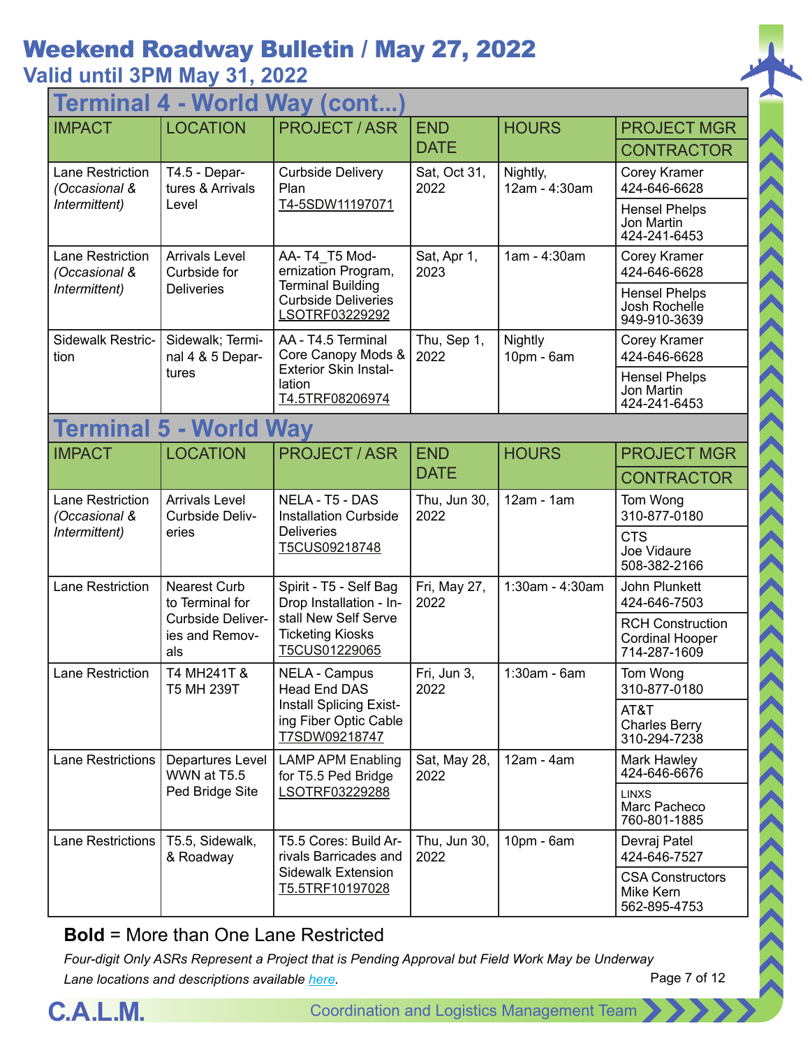# Weekend Roadway Bulletin / May 27, 2022

## Valid until 3PM May 31, 2022

## Terminal 4 - World Way (cont...)

| IMPACT | LOCATION | PROJECT / ASR | END DATE | HOURS | PROJECT MGR / CONTRACTOR |
|---|---|---|---|---|---|
| Lane Restriction *(Occasional & Intermittent)* | T4.5 - Departures & Arrivals Level | Curbside Delivery Plan T4-5SDW11197071 | Sat, Oct 31, 2022 | Nightly, 12am - 4:30am | Corey Kramer 424-646-6628 / Hensel Phelps Jon Martin 424-241-6453 |
| Lane Restriction *(Occasional & Intermittent)* | Arrivals Level Curbside for Deliveries | AA- T4_T5 Modernization Program, Terminal Building Curbside Deliveries LSOTRF03229292 | Sat, Apr 1, 2023 | 1am - 4:30am | Corey Kramer 424-646-6628 / Hensel Phelps Josh Rochelle 949-910-3639 |
| Sidewalk Restriction | Sidewalk; Terminal 4 & 5 Departures | AA - T4.5 Terminal Core Canopy Mods & Exterior Skin Installation T4.5TRF08206974 | Thu, Sep 1, 2022 | Nightly 10pm - 6am | Corey Kramer 424-646-6628 / Hensel Phelps Jon Martin 424-241-6453 |

## Terminal 5 - World Way

| IMPACT | LOCATION | PROJECT / ASR | END DATE | HOURS | PROJECT MGR / CONTRACTOR |
|---|---|---|---|---|---|
| Lane Restriction *(Occasional & Intermittent)* | Arrivals Level Curbside Deliveries | NELA - T5 - DAS Installation Curbside Deliveries T5CUS09218748 | Thu, Jun 30, 2022 | 12am - 1am | Tom Wong 310-877-0180 / CTS Joe Vidaure 508-382-2166 |
| Lane Restriction | Nearest Curb to Terminal for Curbside Deliveries and Removals | Spirit - T5 - Self Bag Drop Installation - Install New Self Serve Ticketing Kiosks T5CUS01229065 | Fri, May 27, 2022 | 1:30am - 4:30am | John Plunkett 424-646-7503 / RCH Construction Cordinal Hooper 714-287-1609 |
| Lane Restriction | T4 MH241T & T5 MH 239T | NELA - Campus Head End DAS Install Splicing Existing Fiber Optic Cable T7SDW09218747 | Fri, Jun 3, 2022 | 1:30am - 6am | Tom Wong 310-877-0180 / AT&T Charles Berry 310-294-7238 |
| Lane Restrictions | Departures Level WWN at T5.5 Ped Bridge Site | LAMP APM Enabling for T5.5 Ped Bridge LSOTRF03229288 | Sat, May 28, 2022 | 12am - 4am | Mark Hawley 424-646-6676 / LINXS Marc Pacheco 760-801-1885 |
| Lane Restrictions | T5.5, Sidewalk, & Roadway | T5.5 Cores: Build Arrivals Barricades and Sidewalk Extension T5.5TRF10197028 | Thu, Jun 30, 2022 | 10pm - 6am | Devraj Patel 424-646-7527 / CSA Constructors Mike Kern 562-895-4753 |

**Bold** = More than One Lane Restricted

*Four-digit Only ASRs Represent a Project that is Pending Approval but Field Work May be Underway*

*Lane locations and descriptions available here.*

C.A.L.M. Coordination and Logistics Management Team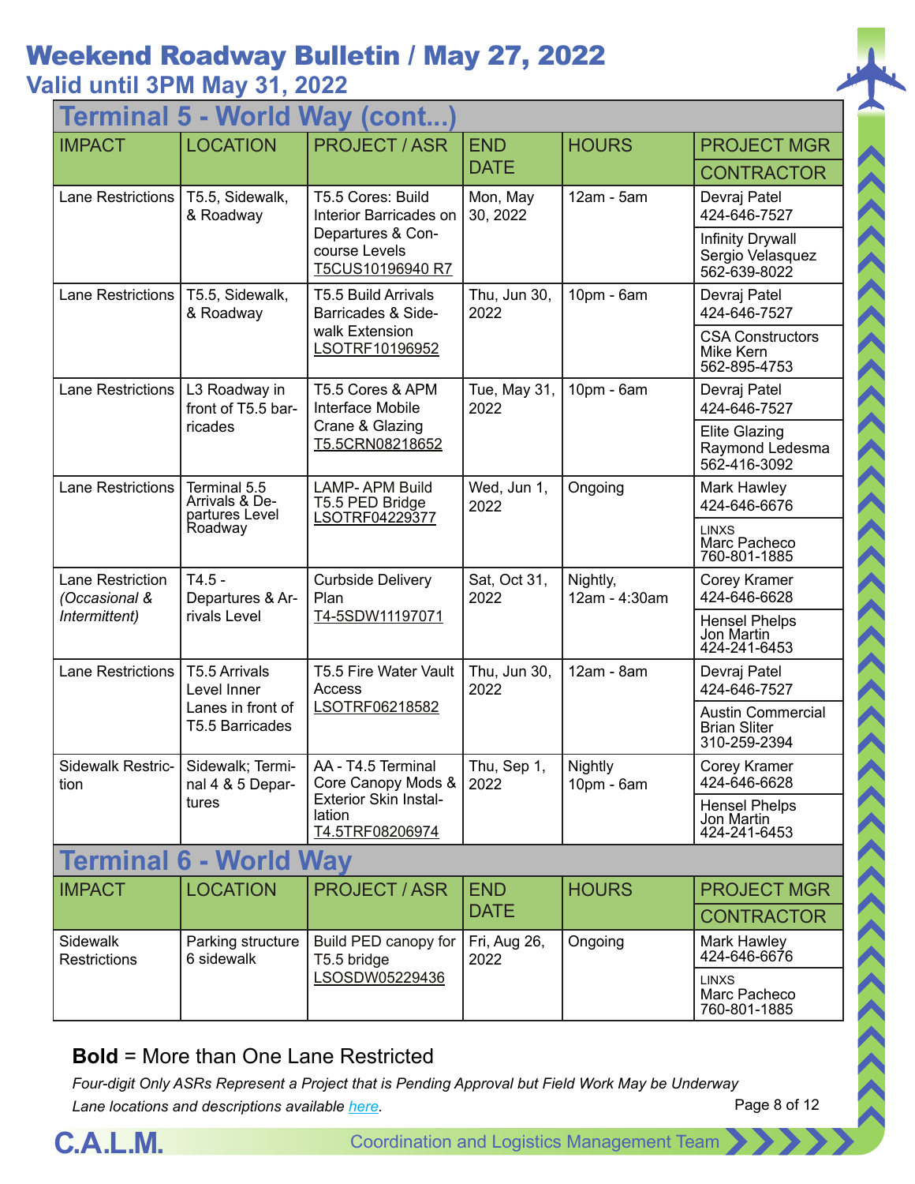# Weekend Roadway Bulletin / May 27, 2022

## Valid until 3PM May 31, 2022

## Terminal 5 - World Way (cont...)

| IMPACT | LOCATION | PROJECT / ASR | END DATE | HOURS | PROJECT MGR / CONTRACTOR |
|---|---|---|---|---|---|
| Lane Restrictions | T5.5, Sidewalk, & Roadway | T5.5 Cores: Build Interior Barricades on Departures & Concourse Levels T5CUS10196940 R7 | Mon, May 30, 2022 | 12am - 5am | Devraj Patel 424-646-7527 / Infinity Drywall Sergio Velasquez 562-639-8022 |
| Lane Restrictions | T5.5, Sidewalk, & Roadway | T5.5 Build Arrivals Barricades & Sidewalk Extension LSOTRF10196952 | Thu, Jun 30, 2022 | 10pm - 6am | Devraj Patel 424-646-7527 / CSA Constructors Mike Kern 562-895-4753 |
| Lane Restrictions | L3 Roadway in front of T5.5 barricades | T5.5 Cores & APM Interface Mobile Crane & Glazing T5.5CRN08218652 | Tue, May 31, 2022 | 10pm - 6am | Devraj Patel 424-646-7527 / Elite Glazing Raymond Ledesma 562-416-3092 |
| Lane Restrictions | Terminal 5.5 Arrivals & Departures Level Roadway | LAMP- APM Build T5.5 PED Bridge LSOTRF04229377 | Wed, Jun 1, 2022 | Ongoing | Mark Hawley 424-646-6676 / LINXS Marc Pacheco 760-801-1885 |
| Lane Restriction *(Occasional & Intermittent)* | T4.5 - Departures & Arrivals Level | Curbside Delivery Plan T4-5SDW11197071 | Sat, Oct 31, 2022 | Nightly, 12am - 4:30am | Corey Kramer 424-646-6628 / Hensel Phelps Jon Martin 424-241-6453 |
| Lane Restrictions | T5.5 Arrivals Level Inner Lanes in front of T5.5 Barricades | T5.5 Fire Water Vault Access LSOTRF06218582 | Thu, Jun 30, 2022 | 12am - 8am | Devraj Patel 424-646-7527 / Austin Commercial Brian Sliter 310-259-2394 |
| Sidewalk Restriction | Sidewalk; Terminal 4 & 5 Departures | AA - T4.5 Terminal Core Canopy Mods & Exterior Skin Installation T4.5TRF08206974 | Thu, Sep 1, 2022 | Nightly 10pm - 6am | Corey Kramer 424-646-6628 / Hensel Phelps Jon Martin 424-241-6453 |

## Terminal 6 - World Way

| IMPACT | LOCATION | PROJECT / ASR | END DATE | HOURS | PROJECT MGR / CONTRACTOR |
|---|---|---|---|---|---|
| Sidewalk Restrictions | Parking structure 6 sidewalk | Build PED canopy for T5.5 bridge LSOSDW05229436 | Fri, Aug 26, 2022 | Ongoing | Mark Hawley 424-646-6676 / LINXS Marc Pacheco 760-801-1885 |

**Bold** = More than One Lane Restricted

*Four-digit Only ASRs Represent a Project that is Pending Approval but Field Work May be Underway*

*Lane locations and descriptions available here.*

C.A.L.M. Coordination and Logistics Management Team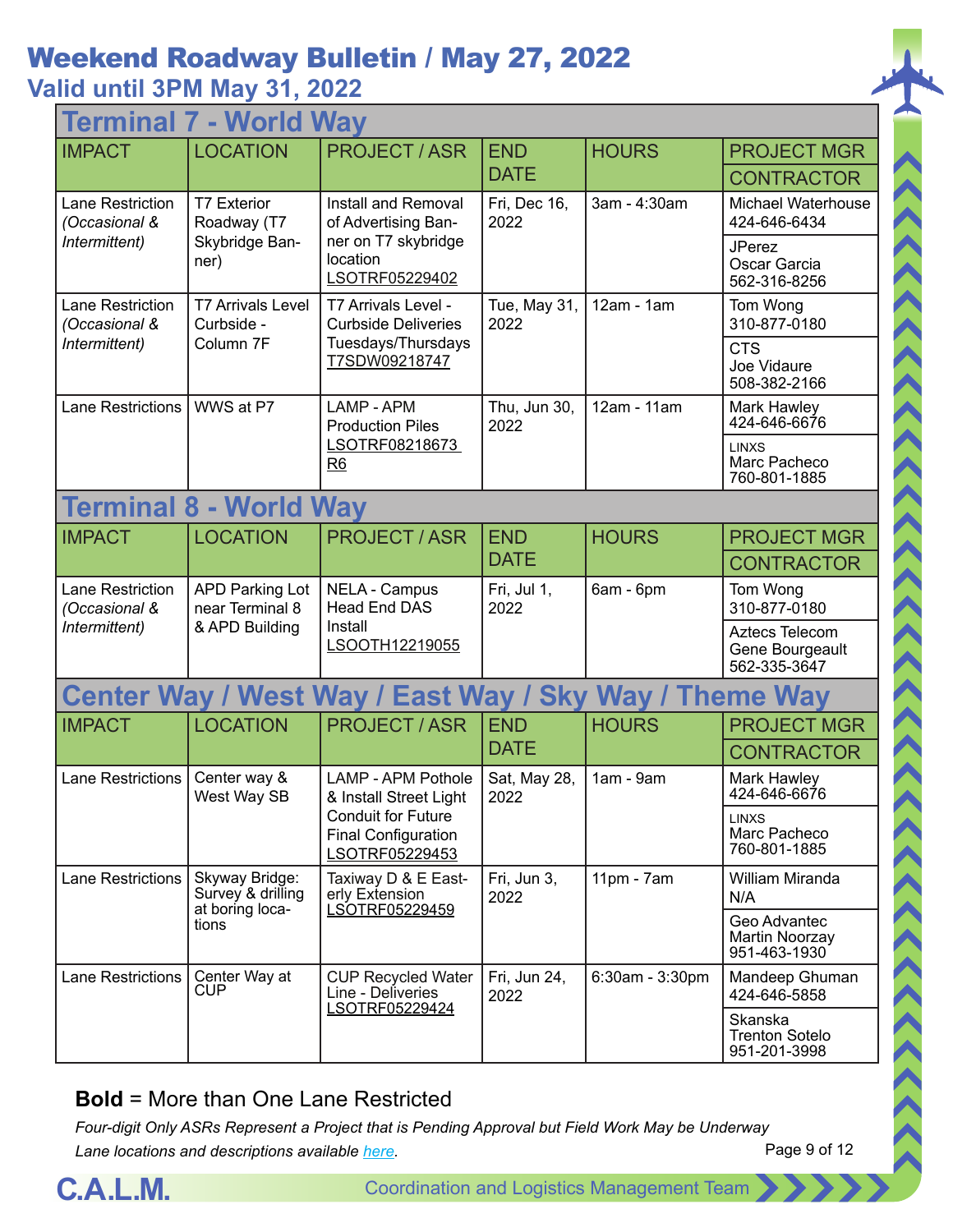# Weekend Roadway Bulletin / May 27, 2022

## Valid until 3PM May 31, 2022

## Terminal 7 - World Way

| IMPACT | LOCATION | PROJECT / ASR | END DATE | HOURS | PROJECT MGR / CONTRACTOR |
|---|---|---|---|---|---|
| Lane Restriction *(Occasional & Intermittent)* | T7 Exterior Roadway (T7 Skybridge Banner) | Install and Removal of Advertising Banner on T7 skybridge location LSOTRF05229402 | Fri, Dec 16, 2022 | 3am - 4:30am | Michael Waterhouse 424-646-6434 / JPerez Oscar Garcia 562-316-8256 |
| Lane Restriction *(Occasional & Intermittent)* | T7 Arrivals Level Curbside - Column 7F | T7 Arrivals Level - Curbside Deliveries Tuesdays/Thursdays T7SDW09218747 | Tue, May 31, 2022 | 12am - 1am | Tom Wong 310-877-0180 / CTS Joe Vidaure 508-382-2166 |
| Lane Restrictions | WWS at P7 | LAMP - APM Production Piles LSOTRF08218673 R6 | Thu, Jun 30, 2022 | 12am - 11am | Mark Hawley 424-646-6676 / LINXS Marc Pacheco 760-801-1885 |

## Terminal 8 - World Way

| IMPACT | LOCATION | PROJECT / ASR | END DATE | HOURS | PROJECT MGR / CONTRACTOR |
|---|---|---|---|---|---|
| Lane Restriction *(Occasional & Intermittent)* | APD Parking Lot near Terminal 8 & APD Building | NELA - Campus Head End DAS Install LSOOTH12219055 | Fri, Jul 1, 2022 | 6am - 6pm | Tom Wong 310-877-0180 / Aztecs Telecom Gene Bourgeault 562-335-3647 |

## Center Way / West Way / East Way / Sky Way / Theme Way

| IMPACT | LOCATION | PROJECT / ASR | END DATE | HOURS | PROJECT MGR / CONTRACTOR |
|---|---|---|---|---|---|
| Lane Restrictions | Center way & West Way SB | LAMP - APM Pothole & Install Street Light Conduit for Future Final Configuration LSOTRF05229453 | Sat, May 28, 2022 | 1am - 9am | Mark Hawley 424-646-6676 / LINXS Marc Pacheco 760-801-1885 |
| Lane Restrictions | Skyway Bridge: Survey & drilling at boring locations | Taxiway D & E Easterly Extension LSOTRF05229459 | Fri, Jun 3, 2022 | 11pm - 7am | William Miranda N/A / Geo Advantec Martin Noorzay 951-463-1930 |
| Lane Restrictions | Center Way at CUP | CUP Recycled Water Line - Deliveries LSOTRF05229424 | Fri, Jun 24, 2022 | 6:30am - 3:30pm | Mandeep Ghuman 424-646-5858 / Skanska Trenton Sotelo 951-201-3998 |

**Bold** = More than One Lane Restricted

*Four-digit Only ASRs Represent a Project that is Pending Approval but Field Work May be Underway*

*Lane locations and descriptions available here.*

C.A.L.M. Coordination and Logistics Management Team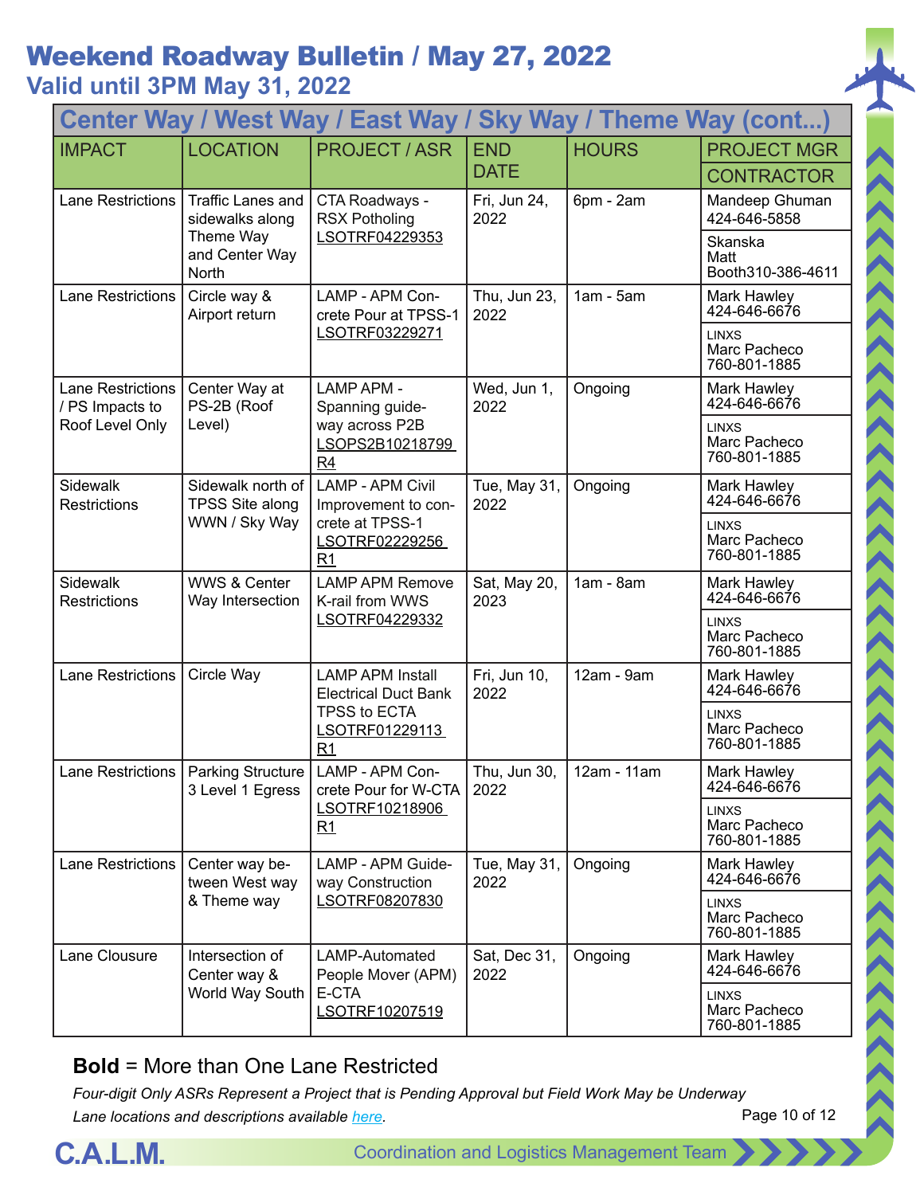# Weekend Roadway Bulletin / May 27, 2022

## Valid until 3PM May 31, 2022

### Center Way / West Way / East Way / Sky Way / Theme Way (cont...)

| IMPACT | LOCATION | PROJECT / ASR | END DATE | HOURS | PROJECT MGR / CONTRACTOR |
|---|---|---|---|---|---|
| Lane Restrictions | Traffic Lanes and sidewalks along Theme Way and Center Way North | CTA Roadways - RSX Potholing LSOTRF04229353 | Fri, Jun 24, 2022 | 6pm - 2am | Mandeep Ghuman 424-646-5858 / Skanska Matt Booth310-386-4611 |
| Lane Restrictions | Circle way & Airport return | LAMP - APM Concrete Pour at TPSS-1 LSOTRF03229271 | Thu, Jun 23, 2022 | 1am - 5am | Mark Hawley 424-646-6676 / LINXS Marc Pacheco 760-801-1885 |
| Lane Restrictions / PS Impacts to Roof Level Only | Center Way at PS-2B (Roof Level) | LAMP APM - Spanning guideway across P2B LSOPS2B10218799 R4 | Wed, Jun 1, 2022 | Ongoing | Mark Hawley 424-646-6676 / LINXS Marc Pacheco 760-801-1885 |
| Sidewalk Restrictions | Sidewalk north of TPSS Site along WWN / Sky Way | LAMP - APM Civil Improvement to concrete at TPSS-1 LSOTRF02229256 R1 | Tue, May 31, 2022 | Ongoing | Mark Hawley 424-646-6676 / LINXS Marc Pacheco 760-801-1885 |
| Sidewalk Restrictions | WWS & Center Way Intersection | LAMP APM Remove K-rail from WWS LSOTRF04229332 | Sat, May 20, 2023 | 1am - 8am | Mark Hawley 424-646-6676 / LINXS Marc Pacheco 760-801-1885 |
| Lane Restrictions | Circle Way | LAMP APM Install Electrical Duct Bank TPSS to ECTA LSOTRF01229113 R1 | Fri, Jun 10, 2022 | 12am - 9am | Mark Hawley 424-646-6676 / LINXS Marc Pacheco 760-801-1885 |
| Lane Restrictions | Parking Structure 3 Level 1 Egress | LAMP - APM Concrete Pour for W-CTA LSOTRF10218906 R1 | Thu, Jun 30, 2022 | 12am - 11am | Mark Hawley 424-646-6676 / LINXS Marc Pacheco 760-801-1885 |
| Lane Restrictions | Center way between West way & Theme way | LAMP - APM Guideway Construction LSOTRF08207830 | Tue, May 31, 2022 | Ongoing | Mark Hawley 424-646-6676 / LINXS Marc Pacheco 760-801-1885 |
| Lane Clousure | Intersection of Center way & World Way South | LAMP-Automated People Mover (APM) E-CTA LSOTRF10207519 | Sat, Dec 31, 2022 | Ongoing | Mark Hawley 424-646-6676 / LINXS Marc Pacheco 760-801-1885 |

**Bold** = More than One Lane Restricted

*Four-digit Only ASRs Represent a Project that is Pending Approval but Field Work May be Underway*

*Lane locations and descriptions available here.*

C.A.L.M. Coordination and Logistics Management Team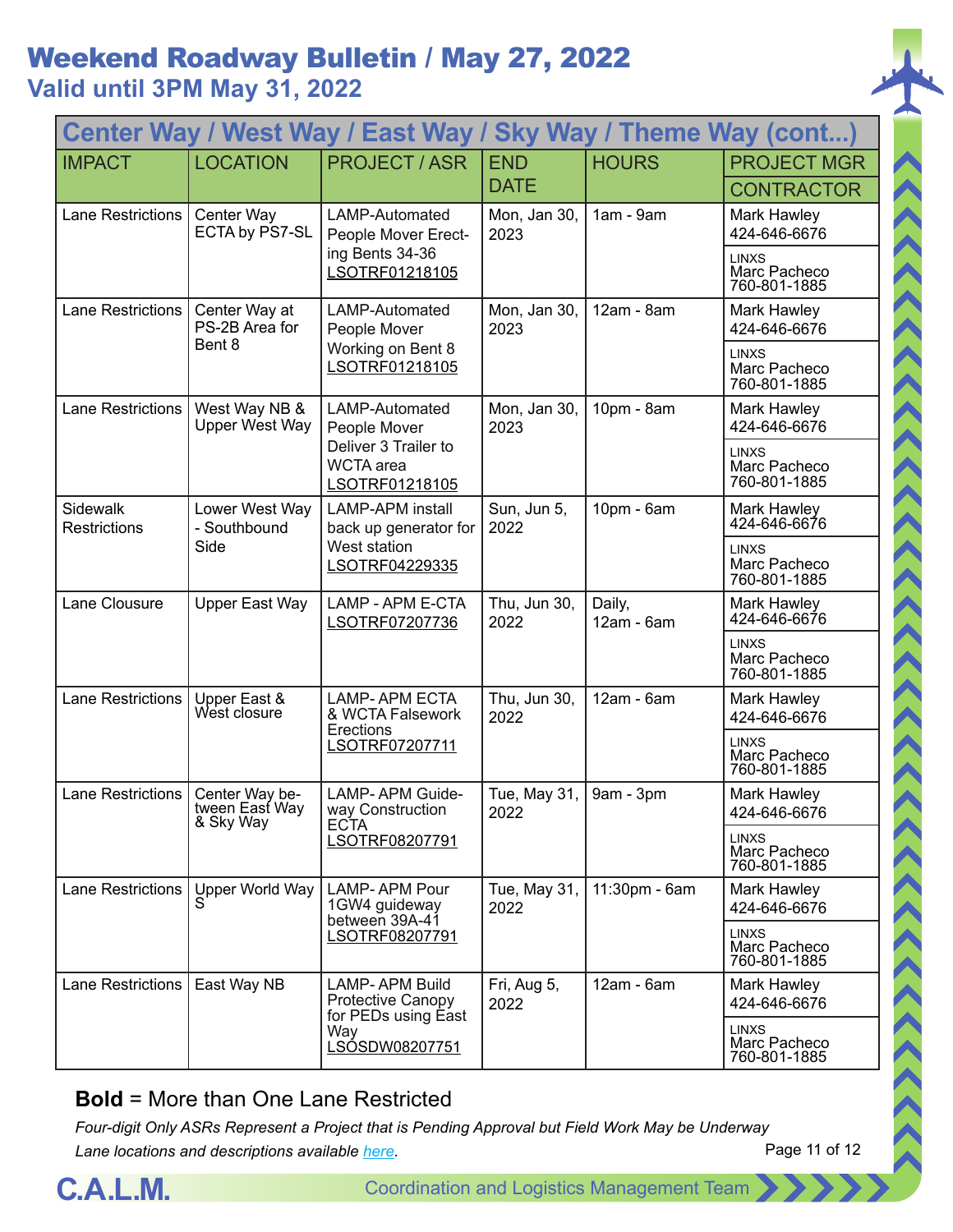# Weekend Roadway Bulletin / May 27, 2022

## Valid until 3PM May 31, 2022

| Center Way / West Way / East Way / Sky Way / Theme Way (cont...) | | | | | |
|---|---|---|---|---|---|
| IMPACT | LOCATION | PROJECT / ASR | END DATE | HOURS | PROJECT MGR / CONTRACTOR |
| Lane Restrictions | Center Way ECTA by PS7-SL | LAMP-Automated People Mover Erecting Bents 34-36 LSOTRF01218105 | Mon, Jan 30, 2023 | 1am - 9am | Mark Hawley 424-646-6676 / LINXS Marc Pacheco 760-801-1885 |
| Lane Restrictions | Center Way at PS-2B Area for Bent 8 | LAMP-Automated People Mover Working on Bent 8 LSOTRF01218105 | Mon, Jan 30, 2023 | 12am - 8am | Mark Hawley 424-646-6676 / LINXS Marc Pacheco 760-801-1885 |
| Lane Restrictions | West Way NB & Upper West Way | LAMP-Automated People Mover Deliver 3 Trailer to WCTA area LSOTRF01218105 | Mon, Jan 30, 2023 | 10pm - 8am | Mark Hawley 424-646-6676 / LINXS Marc Pacheco 760-801-1885 |
| Sidewalk Restrictions | Lower West Way - Southbound Side | LAMP-APM install back up generator for West station LSOTRF04229335 | Sun, Jun 5, 2022 | 10pm - 6am | Mark Hawley 424-646-6676 / LINXS Marc Pacheco 760-801-1885 |
| Lane Clousure | Upper East Way | LAMP - APM E-CTA LSOTRF07207736 | Thu, Jun 30, 2022 | Daily, 12am - 6am | Mark Hawley 424-646-6676 / LINXS Marc Pacheco 760-801-1885 |
| Lane Restrictions | Upper East & West closure | LAMP- APM ECTA & WCTA Falsework Erections LSOTRF07207711 | Thu, Jun 30, 2022 | 12am - 6am | Mark Hawley 424-646-6676 / LINXS Marc Pacheco 760-801-1885 |
| Lane Restrictions | Center Way between East Way & Sky Way | LAMP- APM Guideway Construction ECTA LSOTRF08207791 | Tue, May 31, 2022 | 9am - 3pm | Mark Hawley 424-646-6676 / LINXS Marc Pacheco 760-801-1885 |
| Lane Restrictions | Upper World Way S | LAMP- APM Pour 1GW4 guideway between 39A-41 LSOTRF08207791 | Tue, May 31, 2022 | 11:30pm - 6am | Mark Hawley 424-646-6676 / LINXS Marc Pacheco 760-801-1885 |
| Lane Restrictions | East Way NB | LAMP- APM Build Protective Canopy for PEDs using East Way LSOSDW08207751 | Fri, Aug 5, 2022 | 12am - 6am | Mark Hawley 424-646-6676 / LINXS Marc Pacheco 760-801-1885 |

**Bold** = More than One Lane Restricted

*Four-digit Only ASRs Represent a Project that is Pending Approval but Field Work May be Underway*

*Lane locations and descriptions available here.*

C.A.L.M. Coordination and Logistics Management Team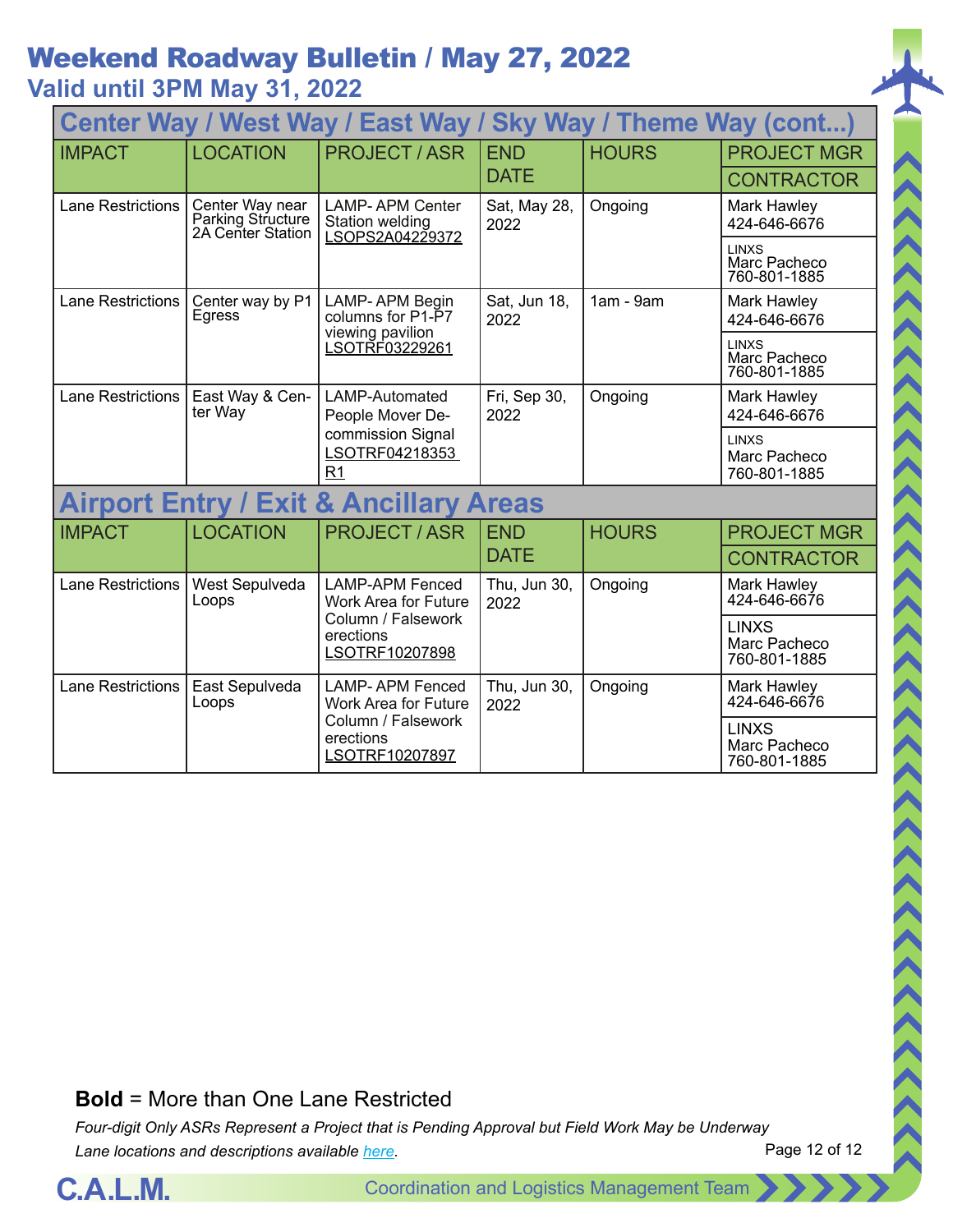# Weekend Roadway Bulletin / May 27, 2022

## Valid until 3PM May 31, 2022

### Center Way / West Way / East Way / Sky Way / Theme Way (cont...)

| IMPACT | LOCATION | PROJECT / ASR | END DATE | HOURS | PROJECT MGR / CONTRACTOR |
|---|---|---|---|---|---|
| Lane Restrictions | Center Way near Parking Structure 2A Center Station | LAMP- APM Center Station welding LSOPS2A04229372 | Sat, May 28, 2022 | Ongoing | Mark Hawley 424-646-6676 / LINXS Marc Pacheco 760-801-1885 |
| Lane Restrictions | Center way by P1 Egress | LAMP- APM Begin columns for P1-P7 viewing pavilion LSOTRF03229261 | Sat, Jun 18, 2022 | 1am - 9am | Mark Hawley 424-646-6676 / LINXS Marc Pacheco 760-801-1885 |
| Lane Restrictions | East Way & Center Way | LAMP-Automated People Mover Decommission Signal LSOTRF04218353 R1 | Fri, Sep 30, 2022 | Ongoing | Mark Hawley 424-646-6676 / LINXS Marc Pacheco 760-801-1885 |

### Airport Entry / Exit & Ancillary Areas

| IMPACT | LOCATION | PROJECT / ASR | END DATE | HOURS | PROJECT MGR / CONTRACTOR |
|---|---|---|---|---|---|
| Lane Restrictions | West Sepulveda Loops | LAMP-APM Fenced Work Area for Future Column / Falsework erections LSOTRF10207898 | Thu, Jun 30, 2022 | Ongoing | Mark Hawley 424-646-6676 / LINXS Marc Pacheco 760-801-1885 |
| Lane Restrictions | East Sepulveda Loops | LAMP- APM Fenced Work Area for Future Column / Falsework erections LSOTRF10207897 | Thu, Jun 30, 2022 | Ongoing | Mark Hawley 424-646-6676 / LINXS Marc Pacheco 760-801-1885 |

**Bold** = More than One Lane Restricted

*Four-digit Only ASRs Represent a Project that is Pending Approval but Field Work May be Underway*

*Lane locations and descriptions available here.*

C.A.L.M. Coordination and Logistics Management Team